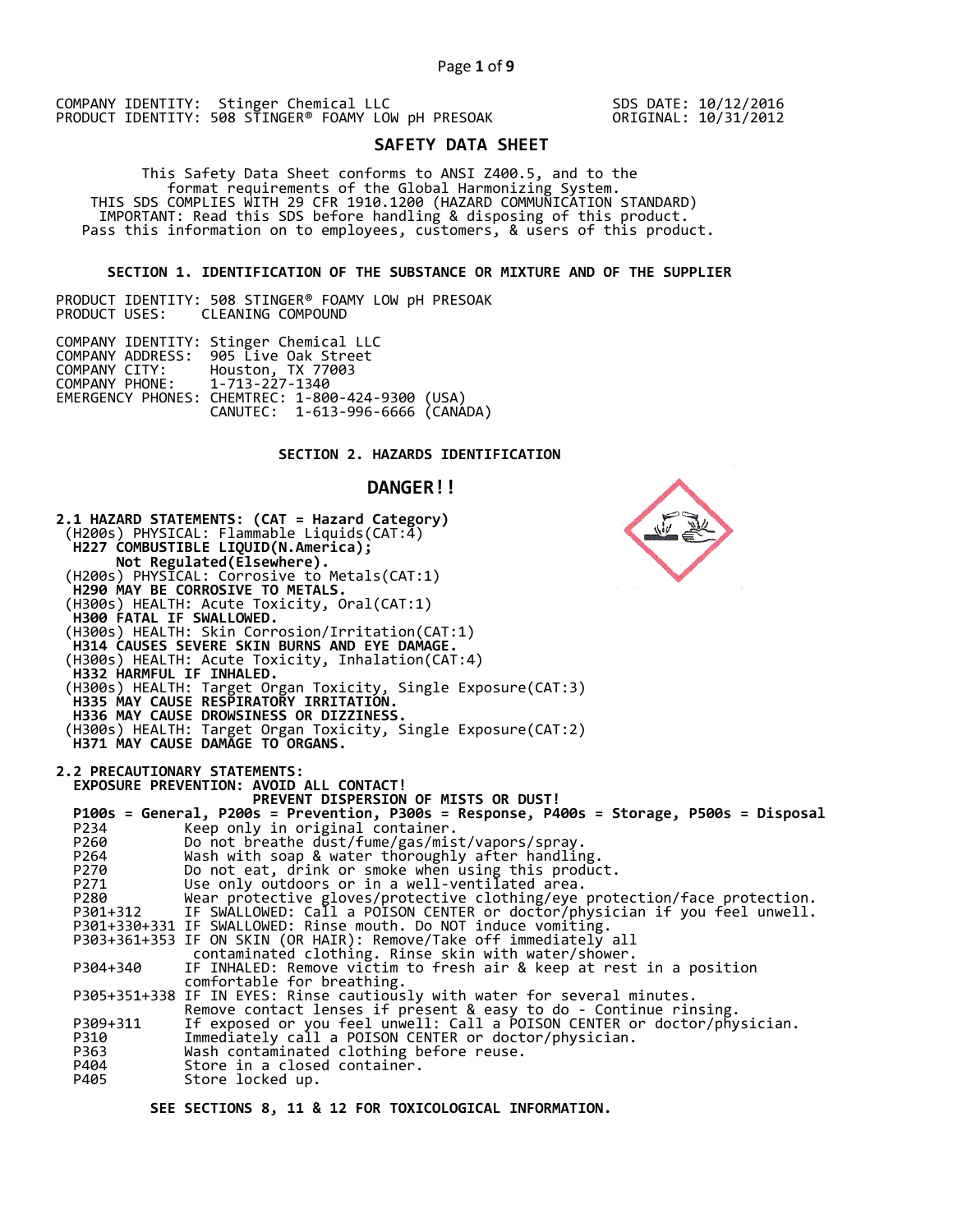COMPANY IDENTITY: Stinger Chemical LLC
PRODUCT IDENTITY: 508 STINGER® FOAMY LOW pH PRESOAK

SDS DATE: 10/12/2016
ORIGINAL: 10/31/2012

# SAFETY DATA SHEET

This Safety Data Sheet conforms to ANSI Z400.5, and to the format requirements of the Global Harmonizing System.
THIS SDS COMPLIES WITH 29 CFR 1910.1200 (HAZARD COMMUNICATION STANDARD)
IMPORTANT: Read this SDS before handling & disposing of this product.
Pass this information on to employees, customers, & users of this product.

## SECTION 1. IDENTIFICATION OF THE SUBSTANCE OR MIXTURE AND OF THE SUPPLIER

PRODUCT IDENTITY: 508 STINGER® FOAMY LOW pH PRESOAK
PRODUCT USES: CLEANING COMPOUND

COMPANY IDENTITY: Stinger Chemical LLC
COMPANY ADDRESS: 905 Live Oak Street
COMPANY CITY: Houston, TX 77003
COMPANY PHONE: 1-713-227-1340
EMERGENCY PHONES: CHEMTREC: 1-800-424-9300 (USA)
CANUTEC: 1-613-996-6666 (CANADA)

## SECTION 2. HAZARDS IDENTIFICATION

## DANGER!!

**2.1 HAZARD STATEMENTS: (CAT = Hazard Category)**

(H200s) PHYSICAL: Flammable Liquids(CAT:4)
**H227 COMBUSTIBLE LIQUID(N.America); Not Regulated(Elsewhere).**
(H200s) PHYSICAL: Corrosive to Metals(CAT:1)
**H290 MAY BE CORROSIVE TO METALS.**
(H300s) HEALTH: Acute Toxicity, Oral(CAT:1)
**H300 FATAL IF SWALLOWED.**
(H300s) HEALTH: Skin Corrosion/Irritation(CAT:1)
**H314 CAUSES SEVERE SKIN BURNS AND EYE DAMAGE.**
(H300s) HEALTH: Acute Toxicity, Inhalation(CAT:4)
**H332 HARMFUL IF INHALED.**
(H300s) HEALTH: Target Organ Toxicity, Single Exposure(CAT:3)
**H335 MAY CAUSE RESPIRATORY IRRITATION.**
**H336 MAY CAUSE DROWSINESS OR DIZZINESS.**
(H300s) HEALTH: Target Organ Toxicity, Single Exposure(CAT:2)
**H371 MAY CAUSE DAMAGE TO ORGANS.**

**2.2 PRECAUTIONARY STATEMENTS:**
**EXPOSURE PREVENTION: AVOID ALL CONTACT!**
**PREVENT DISPERSION OF MISTS OR DUST!**
**P100s = General, P200s = Prevention, P300s = Response, P400s = Storage, P500s = Disposal**

| Code | Statement |
|---|---|
| P234 | Keep only in original container. |
| P260 | Do not breathe dust/fume/gas/mist/vapors/spray. |
| P264 | Wash with soap & water thoroughly after handling. |
| P270 | Do not eat, drink or smoke when using this product. |
| P271 | Use only outdoors or in a well-ventilated area. |
| P280 | Wear protective gloves/protective clothing/eye protection/face protection. |
| P301+312 | IF SWALLOWED: Call a POISON CENTER or doctor/physician if you feel unwell. |
| P301+330+331 | IF SWALLOWED: Rinse mouth. Do NOT induce vomiting. |
| P303+361+353 | IF ON SKIN (OR HAIR): Remove/Take off immediately all contaminated clothing. Rinse skin with water/shower. |
| P304+340 | IF INHALED: Remove victim to fresh air & keep at rest in a position comfortable for breathing. |
| P305+351+338 | IF IN EYES: Rinse cautiously with water for several minutes. Remove contact lenses if present & easy to do - Continue rinsing. |
| P309+311 | If exposed or you feel unwell: Call a POISON CENTER or doctor/physician. |
| P310 | Immediately call a POISON CENTER or doctor/physician. |
| P363 | Wash contaminated clothing before reuse. |
| P404 | Store in a closed container. |
| P405 | Store locked up. |

**SEE SECTIONS 8, 11 & 12 FOR TOXICOLOGICAL INFORMATION.**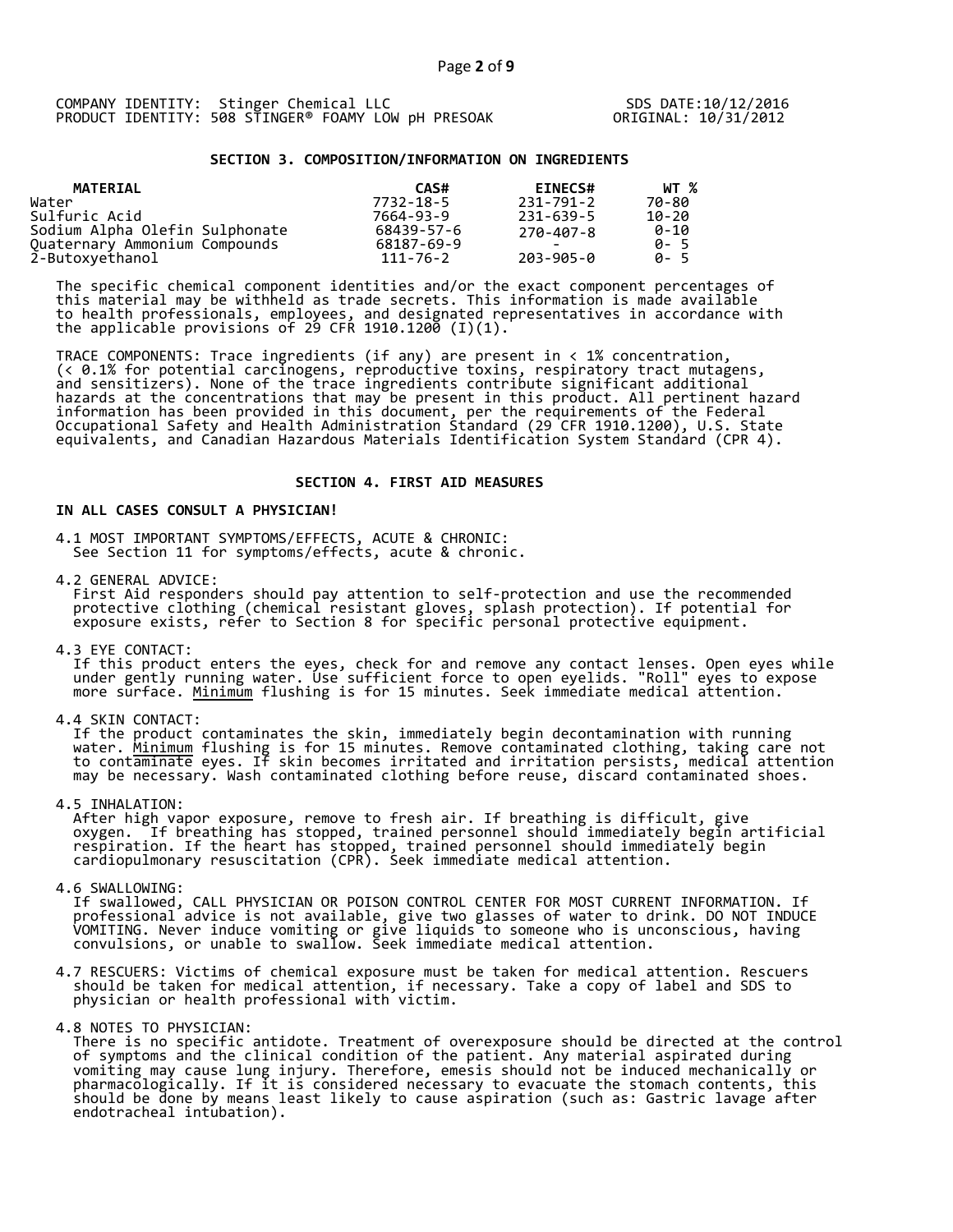COMPANY IDENTITY: Stinger Chemical LLC
PRODUCT IDENTITY: 508 STINGER® FOAMY LOW pH PRESOAK

SDS DATE:10/12/2016
ORIGINAL: 10/31/2012

## SECTION 3. COMPOSITION/INFORMATION ON INGREDIENTS

| MATERIAL | CAS# | EINECS# | WT % |
|---|---|---|---|
| Water | 7732-18-5 | 231-791-2 | 70-80 |
| Sulfuric Acid | 7664-93-9 | 231-639-5 | 10-20 |
| Sodium Alpha Olefin Sulphonate | 68439-57-6 | 270-407-8 | 0-10 |
| Quaternary Ammonium Compounds | 68187-69-9 | - | 0- 5 |
| 2-Butoxyethanol | 111-76-2 | 203-905-0 | 0- 5 |

The specific chemical component identities and/or the exact component percentages of this material may be withheld as trade secrets. This information is made available to health professionals, employees, and designated representatives in accordance with the applicable provisions of 29 CFR 1910.1200 (I)(1).

TRACE COMPONENTS: Trace ingredients (if any) are present in < 1% concentration, (< 0.1% for potential carcinogens, reproductive toxins, respiratory tract mutagens, and sensitizers). None of the trace ingredients contribute significant additional hazards at the concentrations that may be present in this product. All pertinent hazard information has been provided in this document, per the requirements of the Federal Occupational Safety and Health Administration Standard (29 CFR 1910.1200), U.S. State equivalents, and Canadian Hazardous Materials Identification System Standard (CPR 4).

## SECTION 4. FIRST AID MEASURES

**IN ALL CASES CONSULT A PHYSICIAN!**

4.1 MOST IMPORTANT SYMPTOMS/EFFECTS, ACUTE & CHRONIC:
See Section 11 for symptoms/effects, acute & chronic.

4.2 GENERAL ADVICE:
First Aid responders should pay attention to self-protection and use the recommended protective clothing (chemical resistant gloves, splash protection). If potential for exposure exists, refer to Section 8 for specific personal protective equipment.

4.3 EYE CONTACT:
If this product enters the eyes, check for and remove any contact lenses. Open eyes while under gently running water. Use sufficient force to open eyelids. "Roll" eyes to expose more surface. Minimum flushing is for 15 minutes. Seek immediate medical attention.

4.4 SKIN CONTACT:
If the product contaminates the skin, immediately begin decontamination with running water. Minimum flushing is for 15 minutes. Remove contaminated clothing, taking care not to contaminate eyes. If skin becomes irritated and irritation persists, medical attention may be necessary. Wash contaminated clothing before reuse, discard contaminated shoes.

4.5 INHALATION:
After high vapor exposure, remove to fresh air. If breathing is difficult, give oxygen. If breathing has stopped, trained personnel should immediately begin artificial respiration. If the heart has stopped, trained personnel should immediately begin cardiopulmonary resuscitation (CPR). Seek immediate medical attention.

4.6 SWALLOWING:
If swallowed, CALL PHYSICIAN OR POISON CONTROL CENTER FOR MOST CURRENT INFORMATION. If professional advice is not available, give two glasses of water to drink. DO NOT INDUCE VOMITING. Never induce vomiting or give liquids to someone who is unconscious, having convulsions, or unable to swallow. Seek immediate medical attention.

4.7 RESCUERS: Victims of chemical exposure must be taken for medical attention. Rescuers should be taken for medical attention, if necessary. Take a copy of label and SDS to physician or health professional with victim.

4.8 NOTES TO PHYSICIAN:
There is no specific antidote. Treatment of overexposure should be directed at the control of symptoms and the clinical condition of the patient. Any material aspirated during vomiting may cause lung injury. Therefore, emesis should not be induced mechanically or pharmacologically. If it is considered necessary to evacuate the stomach contents, this should be done by means least likely to cause aspiration (such as: Gastric lavage after endotracheal intubation).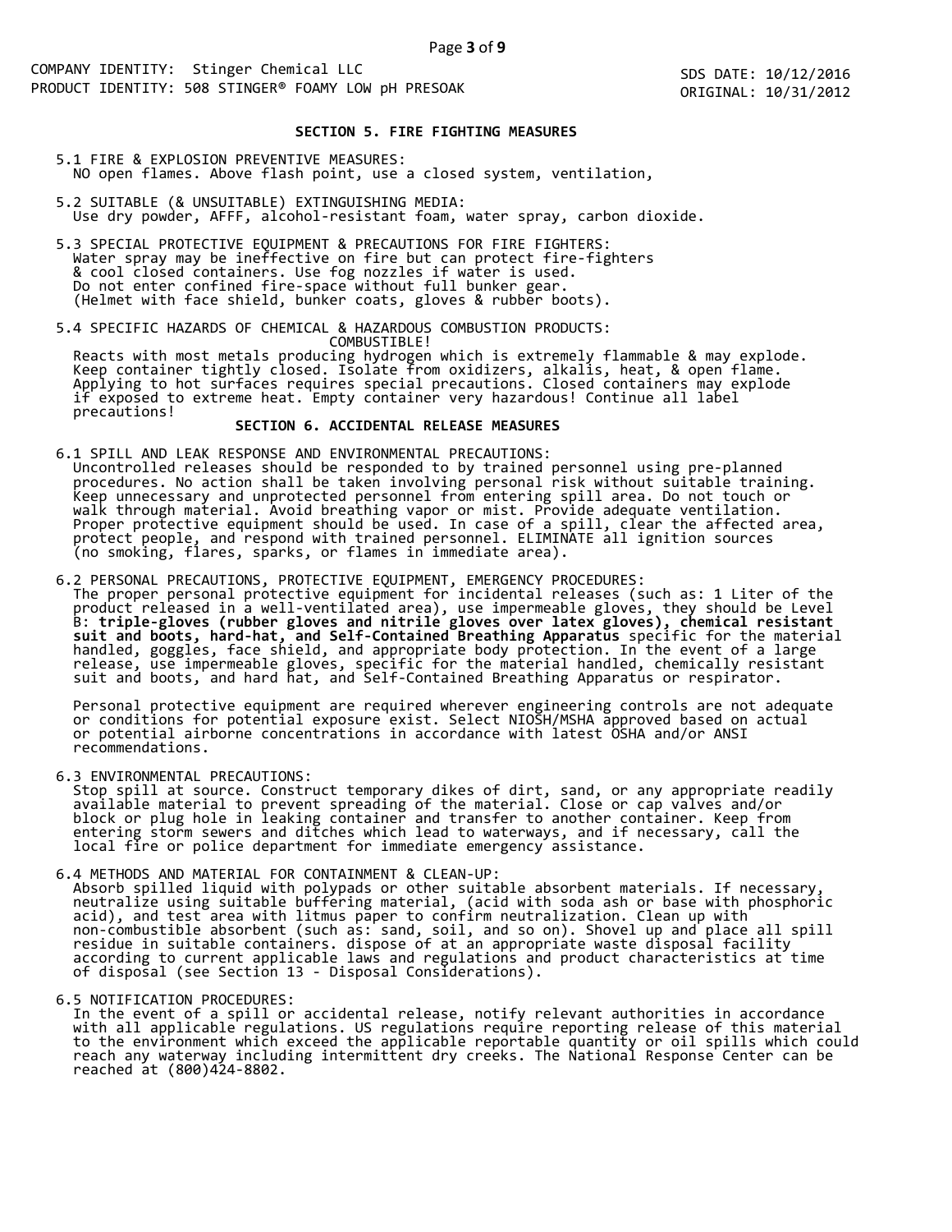## SECTION 5. FIRE FIGHTING MEASURES

5.1 FIRE & EXPLOSION PREVENTIVE MEASURES:
NO open flames. Above flash point, use a closed system, ventilation,

5.2 SUITABLE (& UNSUITABLE) EXTINGUISHING MEDIA:
Use dry powder, AFFF, alcohol-resistant foam, water spray, carbon dioxide.

5.3 SPECIAL PROTECTIVE EQUIPMENT & PRECAUTIONS FOR FIRE FIGHTERS:
Water spray may be ineffective on fire but can protect fire-fighters & cool closed containers. Use fog nozzles if water is used. Do not enter confined fire-space without full bunker gear. (Helmet with face shield, bunker coats, gloves & rubber boots).

5.4 SPECIFIC HAZARDS OF CHEMICAL & HAZARDOUS COMBUSTION PRODUCTS:
COMBUSTIBLE!
Reacts with most metals producing hydrogen which is extremely flammable & may explode. Keep container tightly closed. Isolate from oxidizers, alkalis, heat, & open flame. Applying to hot surfaces requires special precautions. Closed containers may explode if exposed to extreme heat. Empty container very hazardous! Continue all label precautions!

## SECTION 6. ACCIDENTAL RELEASE MEASURES

6.1 SPILL AND LEAK RESPONSE AND ENVIRONMENTAL PRECAUTIONS:
Uncontrolled releases should be responded to by trained personnel using pre-planned procedures. No action shall be taken involving personal risk without suitable training. Keep unnecessary and unprotected personnel from entering spill area. Do not touch or walk through material. Avoid breathing vapor or mist. Provide adequate ventilation. Proper protective equipment should be used. In case of a spill, clear the affected area, protect people, and respond with trained personnel. ELIMINATE all ignition sources (no smoking, flares, sparks, or flames in immediate area).

6.2 PERSONAL PRECAUTIONS, PROTECTIVE EQUIPMENT, EMERGENCY PROCEDURES:
The proper personal protective equipment for incidental releases (such as: 1 Liter of the product released in a well-ventilated area), use impermeable gloves, they should be Level B: **triple-gloves (rubber gloves and nitrile gloves over latex gloves), chemical resistant suit and boots, hard-hat, and Self-Contained Breathing Apparatus** specific for the material handled, goggles, face shield, and appropriate body protection. In the event of a large release, use impermeable gloves, specific for the material handled, chemically resistant suit and boots, and hard hat, and Self-Contained Breathing Apparatus or respirator.

Personal protective equipment are required wherever engineering controls are not adequate or conditions for potential exposure exist. Select NIOSH/MSHA approved based on actual or potential airborne concentrations in accordance with latest OSHA and/or ANSI recommendations.

6.3 ENVIRONMENTAL PRECAUTIONS:
Stop spill at source. Construct temporary dikes of dirt, sand, or any appropriate readily available material to prevent spreading of the material. Close or cap valves and/or block or plug hole in leaking container and transfer to another container. Keep from entering storm sewers and ditches which lead to waterways, and if necessary, call the local fire or police department for immediate emergency assistance.

6.4 METHODS AND MATERIAL FOR CONTAINMENT & CLEAN-UP:
Absorb spilled liquid with polypads or other suitable absorbent materials. If necessary, neutralize using suitable buffering material, (acid with soda ash or base with phosphoric acid), and test area with litmus paper to confirm neutralization. Clean up with non-combustible absorbent (such as: sand, soil, and so on). Shovel up and place all spill residue in suitable containers. dispose of at an appropriate waste disposal facility according to current applicable laws and regulations and product characteristics at time of disposal (see Section 13 - Disposal Considerations).

6.5 NOTIFICATION PROCEDURES:
In the event of a spill or accidental release, notify relevant authorities in accordance with all applicable regulations. US regulations require reporting release of this material to the environment which exceed the applicable reportable quantity or oil spills which could reach any waterway including intermittent dry creeks. The National Response Center can be reached at (800)424-8802.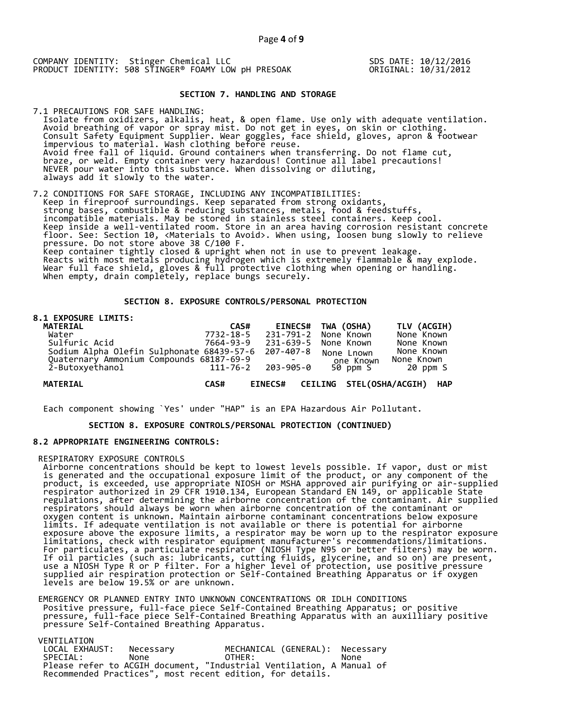COMPANY IDENTITY: Stinger Chemical LLC
PRODUCT IDENTITY: 508 STINGER® FOAMY LOW pH PRESOAK

SDS DATE: 10/12/2016
ORIGINAL: 10/31/2012

## SECTION 7. HANDLING AND STORAGE

7.1 PRECAUTIONS FOR SAFE HANDLING:
Isolate from oxidizers, alkalis, heat, & open flame. Use only with adequate ventilation. Avoid breathing of vapor or spray mist. Do not get in eyes, on skin or clothing. Consult Safety Equipment Supplier. Wear goggles, face shield, gloves, apron & footwear impervious to material. Wash clothing before reuse.
Avoid free fall of liquid. Ground containers when transferring. Do not flame cut, braze, or weld. Empty container very hazardous! Continue all label precautions! NEVER pour water into this substance. When dissolving or diluting, always add it slowly to the water.

7.2 CONDITIONS FOR SAFE STORAGE, INCLUDING ANY INCOMPATIBILITIES:
Keep in fireproof surroundings. Keep separated from strong oxidants, strong bases, combustible & reducing substances, metals, food & feedstuffs, incompatible materials. May be stored in stainless steel containers. Keep cool. Keep inside a well-ventilated room. Store in an area having corrosion resistant concrete floor. See: Section 10, <Materials to Avoid>. When using, loosen bung slowly to relieve pressure. Do not store above 38 C/100 F.
Keep container tightly closed & upright when not in use to prevent leakage. Reacts with most metals producing hydrogen which is extremely flammable & may explode. Wear full face shield, gloves & full protective clothing when opening or handling. When empty, drain completely, replace bungs securely.

## SECTION 8. EXPOSURE CONTROLS/PERSONAL PROTECTION

**8.1 EXPOSURE LIMITS:**

| MATERIAL | CAS# | EINECS# | TWA (OSHA) | TLV (ACGIH) |
|---|---|---|---|---|
| Water | 7732-18-5 | 231-791-2 | None Known | None Known |
| Sulfuric Acid | 7664-93-9 | 231-639-5 | None Known | None Known |
| Sodium Alpha Olefin Sulphonate | 68439-57-6 | 207-407-8 | None Lnown | None Known |
| Quaternary Ammonium Compounds | 68187-69-9 | - | one Known | None Known |
| 2-Butoxyethanol | 111-76-2 | 203-905-0 | 50 ppm S | 20 ppm S |

| MATERIAL | CAS# | EINECS# | CEILING | STEL(OSHA/ACGIH) | HAP |
|---|---|---|---|---|---|

Each component showing `Yes' under "HAP" is an EPA Hazardous Air Pollutant.

## SECTION 8. EXPOSURE CONTROLS/PERSONAL PROTECTION (CONTINUED)

**8.2 APPROPRIATE ENGINEERING CONTROLS:**

RESPIRATORY EXPOSURE CONTROLS
Airborne concentrations should be kept to lowest levels possible. If vapor, dust or mist is generated and the occupational exposure limit of the product, or any component of the product, is exceeded, use appropriate NIOSH or MSHA approved air purifying or air-supplied respirator authorized in 29 CFR 1910.134, European Standard EN 149, or applicable State regulations, after determining the airborne concentration of the contaminant. Air supplied respirators should always be worn when airborne concentration of the contaminant or oxygen content is unknown. Maintain airborne contaminant concentrations below exposure limits. If adequate ventilation is not available or there is potential for airborne exposure above the exposure limits, a respirator may be worn up to the respirator exposure limitations, check with respirator equipment manufacturer's recommendations/limitations. For particulates, a particulate respirator (NIOSH Type N95 or better filters) may be worn. If oil particles (such as: lubricants, cutting fluids, glycerine, and so on) are present, use a NIOSH Type R or P filter. For a higher level of protection, use positive pressure supplied air respiration protection or Self-Contained Breathing Apparatus or if oxygen levels are below 19.5% or are unknown.

EMERGENCY OR PLANNED ENTRY INTO UNKNOWN CONCENTRATIONS OR IDLH CONDITIONS
Positive pressure, full-face piece Self-Contained Breathing Apparatus; or positive pressure, full-face piece Self-Contained Breathing Apparatus with an auxilliary positive pressure Self-Contained Breathing Apparatus.

VENTILATION

| | | | |
|---|---|---|---|
| LOCAL EXHAUST: | Necessary | MECHANICAL (GENERAL): | Necessary |
| SPECIAL: | None | OTHER: | None |

Please refer to ACGIH document, "Industrial Ventilation, A Manual of Recommended Practices", most recent edition, for details.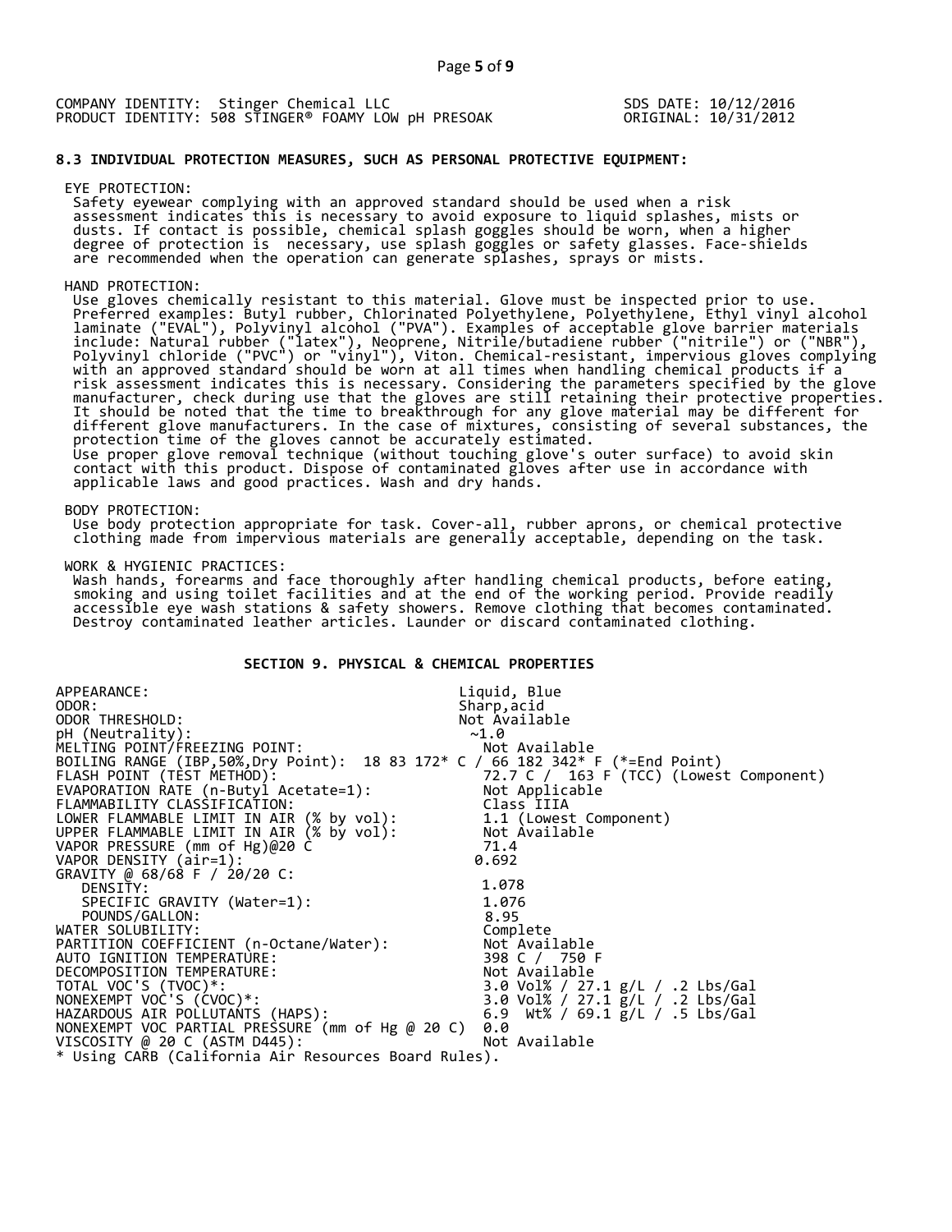COMPANY IDENTITY: Stinger Chemical LLC
PRODUCT IDENTITY: 508 STINGER® FOAMY LOW pH PRESOAK

SDS DATE: 10/12/2016
ORIGINAL: 10/31/2012

### 8.3 INDIVIDUAL PROTECTION MEASURES, SUCH AS PERSONAL PROTECTIVE EQUIPMENT:

EYE PROTECTION:
Safety eyewear complying with an approved standard should be used when a risk assessment indicates this is necessary to avoid exposure to liquid splashes, mists or dusts. If contact is possible, chemical splash goggles should be worn, when a higher degree of protection is necessary, use splash goggles or safety glasses. Face-shields are recommended when the operation can generate splashes, sprays or mists.

HAND PROTECTION:
Use gloves chemically resistant to this material. Glove must be inspected prior to use. Preferred examples: Butyl rubber, Chlorinated Polyethylene, Polyethylene, Ethyl vinyl alcohol laminate ("EVAL"), Polyvinyl alcohol ("PVA"). Examples of acceptable glove barrier materials include: Natural rubber ("latex"), Neoprene, Nitrile/butadiene rubber ("nitrile") or ("NBR"), Polyvinyl chloride ("PVC") or "vinyl"), Viton. Chemical-resistant, impervious gloves complying with an approved standard should be worn at all times when handling chemical products if a risk assessment indicates this is necessary. Considering the parameters specified by the glove manufacturer, check during use that the gloves are still retaining their protective properties. It should be noted that the time to breakthrough for any glove material may be different for different glove manufacturers. In the case of mixtures, consisting of several substances, the protection time of the gloves cannot be accurately estimated.
Use proper glove removal technique (without touching glove's outer surface) to avoid skin contact with this product. Dispose of contaminated gloves after use in accordance with applicable laws and good practices. Wash and dry hands.

BODY PROTECTION:
Use body protection appropriate for task. Cover-all, rubber aprons, or chemical protective clothing made from impervious materials are generally acceptable, depending on the task.

WORK & HYGIENIC PRACTICES:
Wash hands, forearms and face thoroughly after handling chemical products, before eating, smoking and using toilet facilities and at the end of the working period. Provide readily accessible eye wash stations & safety showers. Remove clothing that becomes contaminated. Destroy contaminated leather articles. Launder or discard contaminated clothing.

## SECTION 9. PHYSICAL & CHEMICAL PROPERTIES

| Property | Value |
|---|---|
| APPEARANCE: | Liquid, Blue |
| ODOR: | Sharp,acid |
| ODOR THRESHOLD: | Not Available |
| pH (Neutrality): | ~1.0 |
| MELTING POINT/FREEZING POINT: | Not Available |
| BOILING RANGE (IBP,50%,Dry Point): | 18 83 172* C / 66 182 342* F (*=End Point) |
| FLASH POINT (TEST METHOD): | 72.7 C / 163 F (TCC) (Lowest Component) |
| EVAPORATION RATE (n-Butyl Acetate=1): | Not Applicable |
| FLAMMABILITY CLASSIFICATION: | Class IIIA |
| LOWER FLAMMABLE LIMIT IN AIR (% by vol): | 1.1 (Lowest Component) |
| UPPER FLAMMABLE LIMIT IN AIR (% by vol): | Not Available |
| VAPOR PRESSURE (mm of Hg)@20 C | 71.4 |
| VAPOR DENSITY (air=1): | 0.692 |
| GRAVITY @ 68/68 F / 20/20 C: | |
| DENSITY: | 1.078 |
| SPECIFIC GRAVITY (Water=1): | 1.076 |
| POUNDS/GALLON: | 8.95 |
| WATER SOLUBILITY: | Complete |
| PARTITION COEFFICIENT (n-Octane/Water): | Not Available |
| AUTO IGNITION TEMPERATURE: | 398 C / 750 F |
| DECOMPOSITION TEMPERATURE: | Not Available |
| TOTAL VOC'S (TVOC)*: | 3.0 Vol% / 27.1 g/L / .2 Lbs/Gal |
| NONEXEMPT VOC'S (CVOC)*: | 3.0 Vol% / 27.1 g/L / .2 Lbs/Gal |
| HAZARDOUS AIR POLLUTANTS (HAPS): | 6.9 Wt% / 69.1 g/L / .5 Lbs/Gal |
| NONEXEMPT VOC PARTIAL PRESSURE (mm of Hg @ 20 C) | 0.0 |
| VISCOSITY @ 20 C (ASTM D445): | Not Available |

* Using CARB (California Air Resources Board Rules).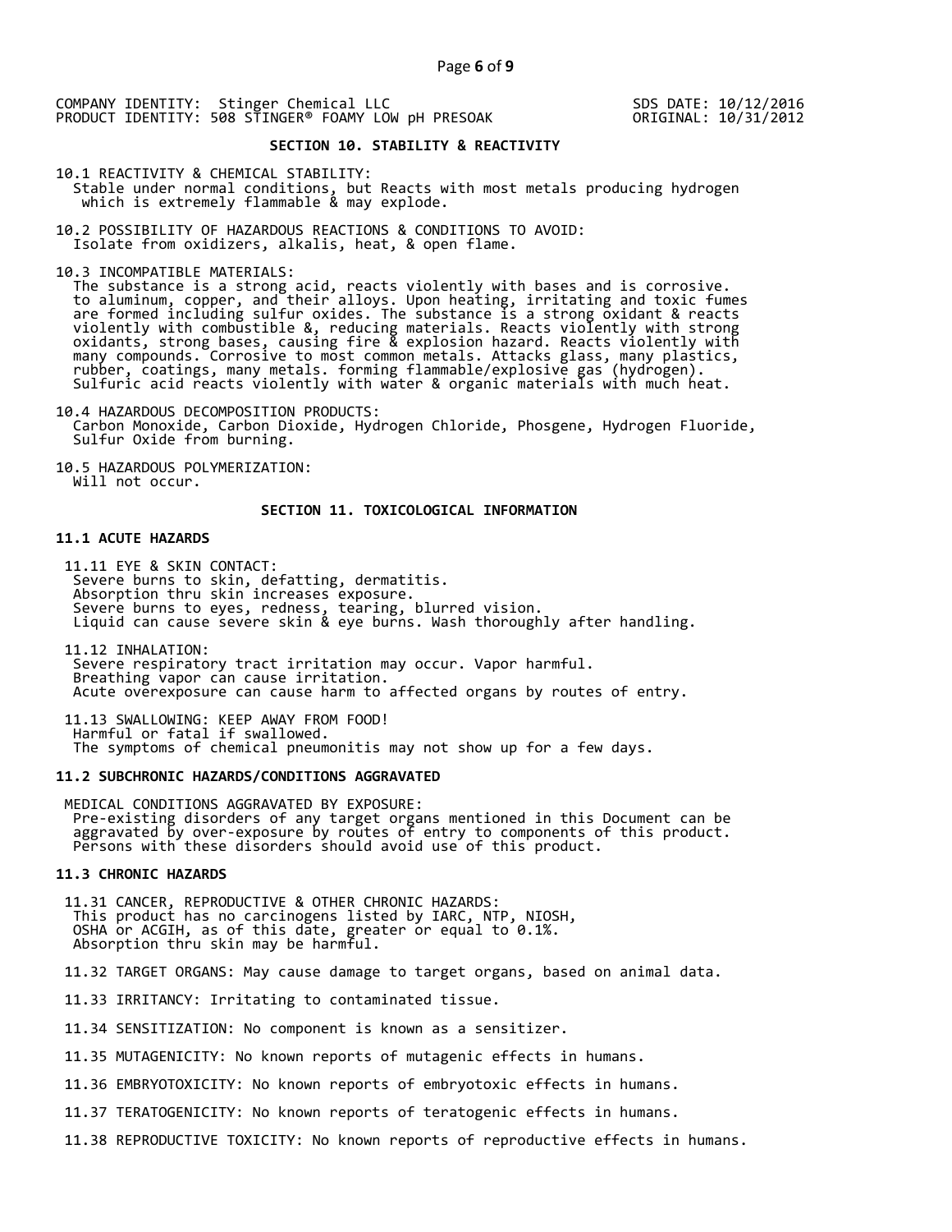COMPANY IDENTITY: Stinger Chemical LLC
PRODUCT IDENTITY: 508 STINGER® FOAMY LOW pH PRESOAK

SDS DATE: 10/12/2016
ORIGINAL: 10/31/2012

## SECTION 10. STABILITY & REACTIVITY

10.1 REACTIVITY & CHEMICAL STABILITY:
Stable under normal conditions, but Reacts with most metals producing hydrogen which is extremely flammable & may explode.

10.2 POSSIBILITY OF HAZARDOUS REACTIONS & CONDITIONS TO AVOID:
Isolate from oxidizers, alkalis, heat, & open flame.

10.3 INCOMPATIBLE MATERIALS:
The substance is a strong acid, reacts violently with bases and is corrosive. to aluminum, copper, and their alloys. Upon heating, irritating and toxic fumes are formed including sulfur oxides. The substance is a strong oxidant & reacts violently with combustible &, reducing materials. Reacts violently with strong oxidants, strong bases, causing fire & explosion hazard. Reacts violently with many compounds. Corrosive to most common metals. Attacks glass, many plastics, rubber, coatings, many metals. forming flammable/explosive gas (hydrogen). Sulfuric acid reacts violently with water & organic materials with much heat.

10.4 HAZARDOUS DECOMPOSITION PRODUCTS:
Carbon Monoxide, Carbon Dioxide, Hydrogen Chloride, Phosgene, Hydrogen Fluoride, Sulfur Oxide from burning.

10.5 HAZARDOUS POLYMERIZATION:
Will not occur.

## SECTION 11. TOXICOLOGICAL INFORMATION

### 11.1 ACUTE HAZARDS

11.11 EYE & SKIN CONTACT:
Severe burns to skin, defatting, dermatitis.
Absorption thru skin increases exposure.
Severe burns to eyes, redness, tearing, blurred vision.
Liquid can cause severe skin & eye burns. Wash thoroughly after handling.

11.12 INHALATION:
Severe respiratory tract irritation may occur. Vapor harmful.
Breathing vapor can cause irritation.
Acute overexposure can cause harm to affected organs by routes of entry.

11.13 SWALLOWING: KEEP AWAY FROM FOOD!
Harmful or fatal if swallowed.
The symptoms of chemical pneumonitis may not show up for a few days.

### 11.2 SUBCHRONIC HAZARDS/CONDITIONS AGGRAVATED

MEDICAL CONDITIONS AGGRAVATED BY EXPOSURE:
Pre-existing disorders of any target organs mentioned in this Document can be aggravated by over-exposure by routes of entry to components of this product. Persons with these disorders should avoid use of this product.

### 11.3 CHRONIC HAZARDS

11.31 CANCER, REPRODUCTIVE & OTHER CHRONIC HAZARDS:
This product has no carcinogens listed by IARC, NTP, NIOSH, OSHA or ACGIH, as of this date, greater or equal to 0.1%.
Absorption thru skin may be harmful.

11.32 TARGET ORGANS: May cause damage to target organs, based on animal data.

11.33 IRRITANCY: Irritating to contaminated tissue.

11.34 SENSITIZATION: No component is known as a sensitizer.

11.35 MUTAGENICITY: No known reports of mutagenic effects in humans.

11.36 EMBRYOTOXICITY: No known reports of embryotoxic effects in humans.

11.37 TERATOGENICITY: No known reports of teratogenic effects in humans.

11.38 REPRODUCTIVE TOXICITY: No known reports of reproductive effects in humans.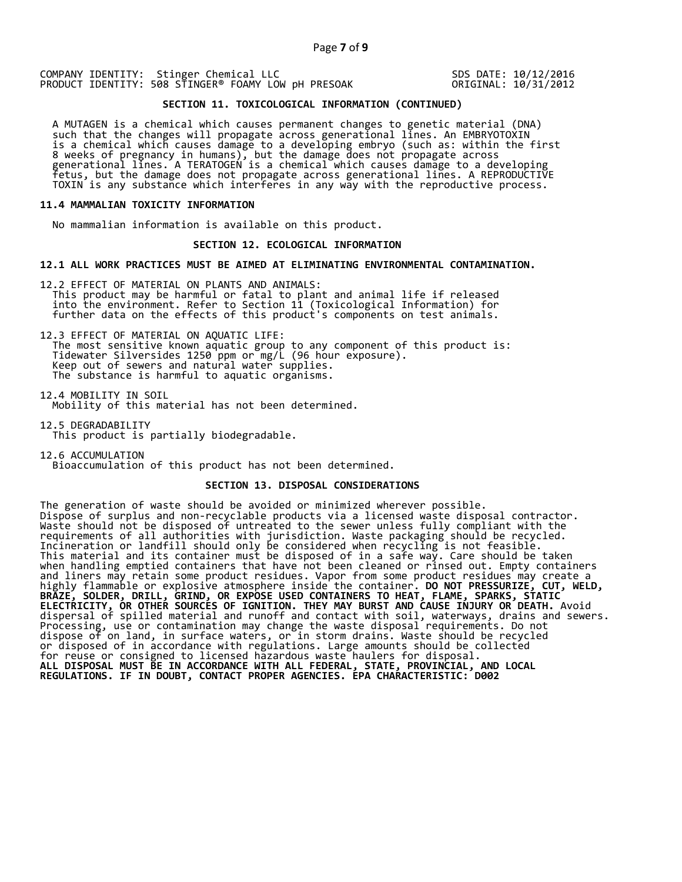## SECTION 11. TOXICOLOGICAL INFORMATION (CONTINUED)

A MUTAGEN is a chemical which causes permanent changes to genetic material (DNA) such that the changes will propagate across generational lines. An EMBRYOTOXIN is a chemical which causes damage to a developing embryo (such as: within the first 8 weeks of pregnancy in humans), but the damage does not propagate across generational lines. A TERATOGEN is a chemical which causes damage to a developing fetus, but the damage does not propagate across generational lines. A REPRODUCTIVE TOXIN is any substance which interferes in any way with the reproductive process.

### 11.4 MAMMALIAN TOXICITY INFORMATION

No mammalian information is available on this product.

## SECTION 12. ECOLOGICAL INFORMATION

### 12.1 ALL WORK PRACTICES MUST BE AIMED AT ELIMINATING ENVIRONMENTAL CONTAMINATION.

12.2 EFFECT OF MATERIAL ON PLANTS AND ANIMALS:
This product may be harmful or fatal to plant and animal life if released into the environment. Refer to Section 11 (Toxicological Information) for further data on the effects of this product's components on test animals.

12.3 EFFECT OF MATERIAL ON AQUATIC LIFE:
The most sensitive known aquatic group to any component of this product is: Tidewater Silversides 1250 ppm or mg/L (96 hour exposure).
Keep out of sewers and natural water supplies.
The substance is harmful to aquatic organisms.

12.4 MOBILITY IN SOIL
Mobility of this material has not been determined.

12.5 DEGRADABILITY
This product is partially biodegradable.

12.6 ACCUMULATION
Bioaccumulation of this product has not been determined.

## SECTION 13. DISPOSAL CONSIDERATIONS

The generation of waste should be avoided or minimized wherever possible. Dispose of surplus and non-recyclable products via a licensed waste disposal contractor. Waste should not be disposed of untreated to the sewer unless fully compliant with the requirements of all authorities with jurisdiction. Waste packaging should be recycled. Incineration or landfill should only be considered when recycling is not feasible. This material and its container must be disposed of in a safe way. Care should be taken when handling emptied containers that have not been cleaned or rinsed out. Empty containers and liners may retain some product residues. Vapor from some product residues may create a highly flammable or explosive atmosphere inside the container. **DO NOT PRESSURIZE, CUT, WELD, BRAZE, SOLDER, DRILL, GRIND, OR EXPOSE USED CONTAINERS TO HEAT, FLAME, SPARKS, STATIC ELECTRICITY, OR OTHER SOURCES OF IGNITION. THEY MAY BURST AND CAUSE INJURY OR DEATH.** Avoid dispersal of spilled material and runoff and contact with soil, waterways, drains and sewers. Processing, use or contamination may change the waste disposal requirements. Do not dispose of on land, in surface waters, or in storm drains. Waste should be recycled or disposed of in accordance with regulations. Large amounts should be collected for reuse or consigned to licensed hazardous waste haulers for disposal.
**ALL DISPOSAL MUST BE IN ACCORDANCE WITH ALL FEDERAL, STATE, PROVINCIAL, AND LOCAL REGULATIONS. IF IN DOUBT, CONTACT PROPER AGENCIES. EPA CHARACTERISTIC: D002**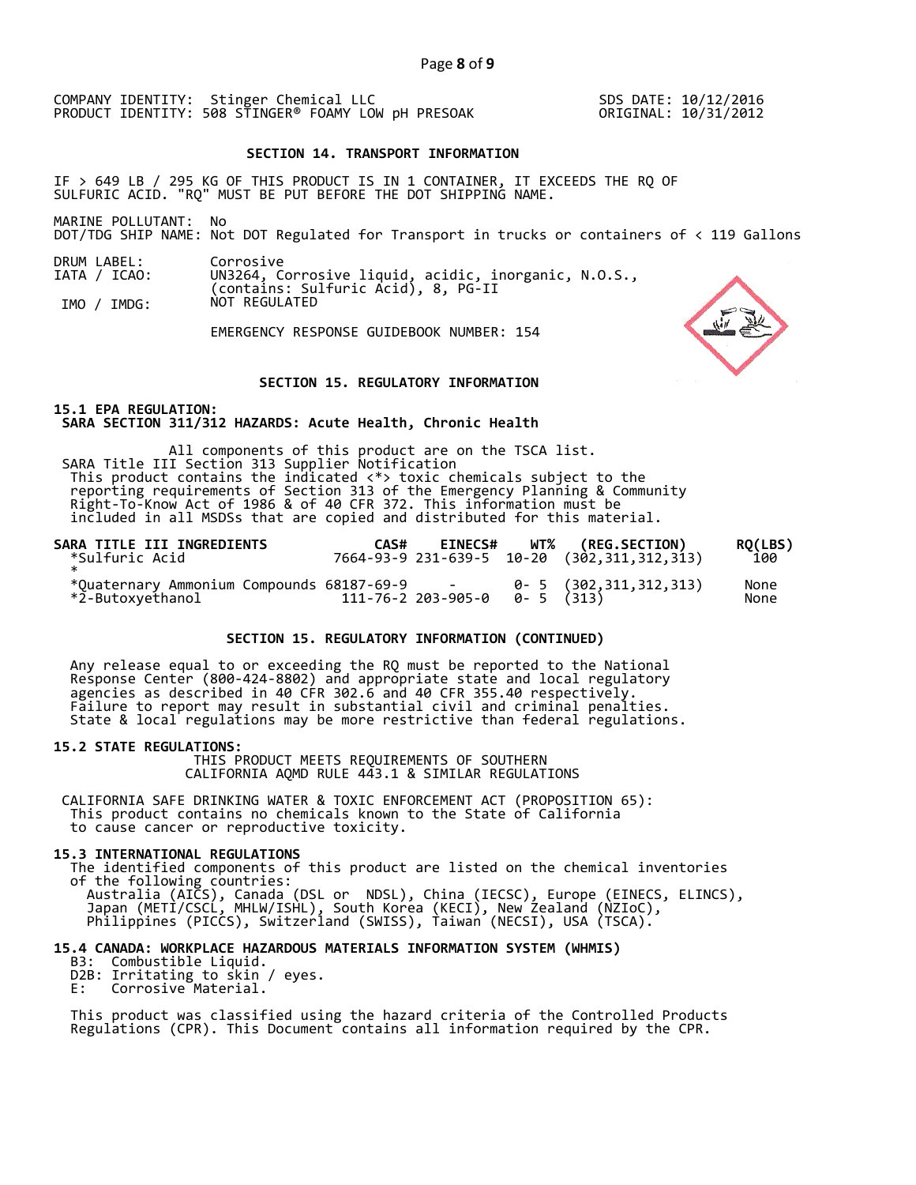COMPANY IDENTITY: Stinger Chemical LLC
PRODUCT IDENTITY: 508 STINGER® FOAMY LOW pH PRESOAK

SDS DATE: 10/12/2016
ORIGINAL: 10/31/2012

## SECTION 14. TRANSPORT INFORMATION

IF > 649 LB / 295 KG OF THIS PRODUCT IS IN 1 CONTAINER, IT EXCEEDS THE RQ OF SULFURIC ACID. "RQ" MUST BE PUT BEFORE THE DOT SHIPPING NAME.

MARINE POLLUTANT: No
DOT/TDG SHIP NAME: Not DOT Regulated for Transport in trucks or containers of < 119 Gallons

DRUM LABEL: Corrosive
IATA / ICAO: UN3264, Corrosive liquid, acidic, inorganic, N.O.S., (contains: Sulfuric Acid), 8, PG-II
IMO / IMDG: NOT REGULATED

EMERGENCY RESPONSE GUIDEBOOK NUMBER: 154

## SECTION 15. REGULATORY INFORMATION

**15.1 EPA REGULATION:**
**SARA SECTION 311/312 HAZARDS: Acute Health, Chronic Health**

All components of this product are on the TSCA list.
SARA Title III Section 313 Supplier Notification
This product contains the indicated <*> toxic chemicals subject to the reporting requirements of Section 313 of the Emergency Planning & Community Right-To-Know Act of 1986 & of 40 CFR 372. This information must be included in all MSDSs that are copied and distributed for this material.

| SARA TITLE III INGREDIENTS | CAS# | EINECS# | WT% | (REG.SECTION) | RQ(LBS) |
|---|---|---|---|---|---|
| *Sulfuric Acid | 7664-93-9 | 231-639-5 | 10-20 | (302,311,312,313) | 100 |
| * | | | | | |
| *Quaternary Ammonium Compounds | 68187-69-9 | - | 0- 5 | (302,311,312,313) | None |
| *2-Butoxyethanol | 111-76-2 | 203-905-0 | 0- 5 | (313) | None |

## SECTION 15. REGULATORY INFORMATION (CONTINUED)

Any release equal to or exceeding the RQ must be reported to the National Response Center (800-424-8802) and appropriate state and local regulatory agencies as described in 40 CFR 302.6 and 40 CFR 355.40 respectively. Failure to report may result in substantial civil and criminal penalties. State & local regulations may be more restrictive than federal regulations.

**15.2 STATE REGULATIONS:**

THIS PRODUCT MEETS REQUIREMENTS OF SOUTHERN CALIFORNIA AQMD RULE 443.1 & SIMILAR REGULATIONS

CALIFORNIA SAFE DRINKING WATER & TOXIC ENFORCEMENT ACT (PROPOSITION 65):
This product contains no chemicals known to the State of California to cause cancer or reproductive toxicity.

**15.3 INTERNATIONAL REGULATIONS**

The identified components of this product are listed on the chemical inventories of the following countries:
Australia (AICS), Canada (DSL or NDSL), China (IECSC), Europe (EINECS, ELINCS), Japan (METI/CSCL, MHLW/ISHL), South Korea (KECI), New Zealand (NZIoC), Philippines (PICCS), Switzerland (SWISS), Taiwan (NECSI), USA (TSCA).

**15.4 CANADA: WORKPLACE HAZARDOUS MATERIALS INFORMATION SYSTEM (WHMIS)**

B3: Combustible Liquid.
D2B: Irritating to skin / eyes.
E: Corrosive Material.

This product was classified using the hazard criteria of the Controlled Products Regulations (CPR). This Document contains all information required by the CPR.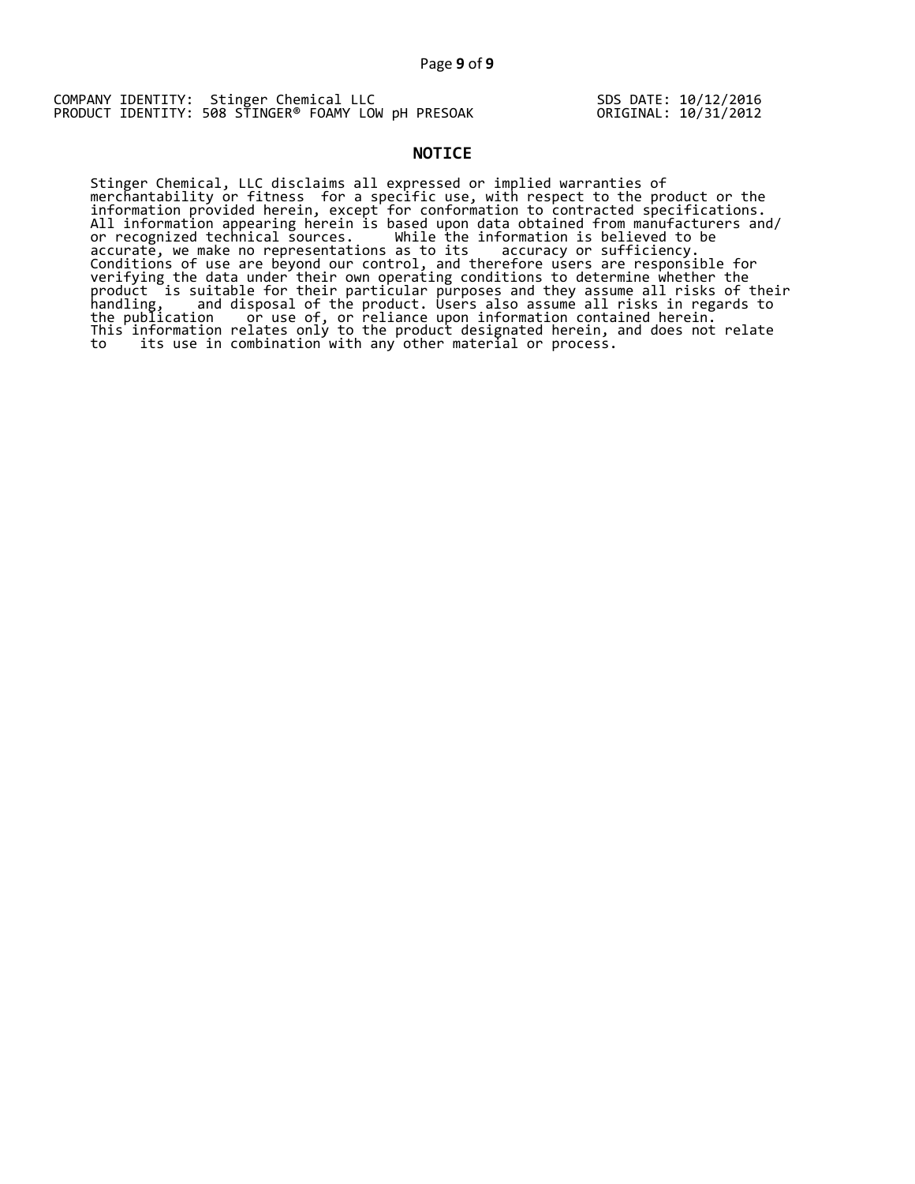## NOTICE

Stinger Chemical, LLC disclaims all expressed or implied warranties of merchantability or fitness for a specific use, with respect to the product or the information provided herein, except for conformation to contracted specifications. All information appearing herein is based upon data obtained from manufacturers and/ or recognized technical sources. While the information is believed to be accurate, we make no representations as to its accuracy or sufficiency. Conditions of use are beyond our control, and therefore users are responsible for verifying the data under their own operating conditions to determine whether the product is suitable for their particular purposes and they assume all risks of their handling, and disposal of the product. Users also assume all risks in regards to the publication or use of, or reliance upon information contained herein. This information relates only to the product designated herein, and does not relate to its use in combination with any other material or process.